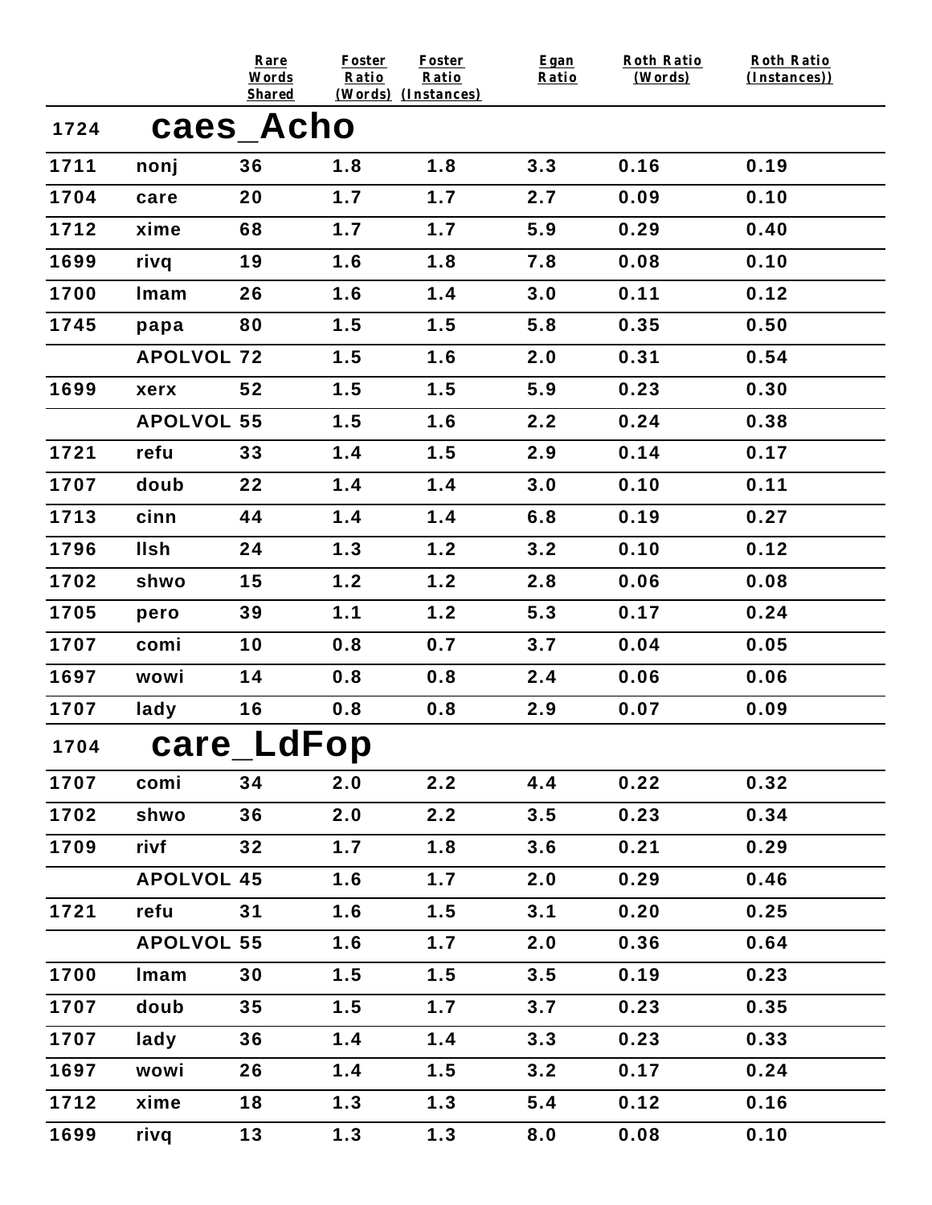| | | Rare Words Shared | Foster Ratio (Words) | Foster Ratio (Instances) | Egan Ratio | Roth Ratio (Words) | Roth Ratio (Instances)) |
|---|---|---|---|---|---|---|---|
| 1724 | **caes_Acho** | | | | | | |
| 1711 | nonj | 36 | 1.8 | 1.8 | 3.3 | 0.16 | 0.19 |
| 1704 | care | 20 | 1.7 | 1.7 | 2.7 | 0.09 | 0.10 |
| 1712 | xime | 68 | 1.7 | 1.7 | 5.9 | 0.29 | 0.40 |
| 1699 | rivq | 19 | 1.6 | 1.8 | 7.8 | 0.08 | 0.10 |
| 1700 | lmam | 26 | 1.6 | 1.4 | 3.0 | 0.11 | 0.12 |
| 1745 | papa | 80 | 1.5 | 1.5 | 5.8 | 0.35 | 0.50 |
| | APOLVOL | 72 | 1.5 | 1.6 | 2.0 | 0.31 | 0.54 |
| 1699 | xerx | 52 | 1.5 | 1.5 | 5.9 | 0.23 | 0.30 |
| | APOLVOL | 55 | 1.5 | 1.6 | 2.2 | 0.24 | 0.38 |
| 1721 | refu | 33 | 1.4 | 1.5 | 2.9 | 0.14 | 0.17 |
| 1707 | doub | 22 | 1.4 | 1.4 | 3.0 | 0.10 | 0.11 |
| 1713 | cinn | 44 | 1.4 | 1.4 | 6.8 | 0.19 | 0.27 |
| 1796 | llsh | 24 | 1.3 | 1.2 | 3.2 | 0.10 | 0.12 |
| 1702 | shwo | 15 | 1.2 | 1.2 | 2.8 | 0.06 | 0.08 |
| 1705 | pero | 39 | 1.1 | 1.2 | 5.3 | 0.17 | 0.24 |
| 1707 | comi | 10 | 0.8 | 0.7 | 3.7 | 0.04 | 0.05 |
| 1697 | wowi | 14 | 0.8 | 0.8 | 2.4 | 0.06 | 0.06 |
| 1707 | lady | 16 | 0.8 | 0.8 | 2.9 | 0.07 | 0.09 |
| 1704 | **care_LdFop** | | | | | | |
| 1707 | comi | 34 | 2.0 | 2.2 | 4.4 | 0.22 | 0.32 |
| 1702 | shwo | 36 | 2.0 | 2.2 | 3.5 | 0.23 | 0.34 |
| 1709 | rivf | 32 | 1.7 | 1.8 | 3.6 | 0.21 | 0.29 |
| | APOLVOL | 45 | 1.6 | 1.7 | 2.0 | 0.29 | 0.46 |
| 1721 | refu | 31 | 1.6 | 1.5 | 3.1 | 0.20 | 0.25 |
| | APOLVOL | 55 | 1.6 | 1.7 | 2.0 | 0.36 | 0.64 |
| 1700 | lmam | 30 | 1.5 | 1.5 | 3.5 | 0.19 | 0.23 |
| 1707 | doub | 35 | 1.5 | 1.7 | 3.7 | 0.23 | 0.35 |
| 1707 | lady | 36 | 1.4 | 1.4 | 3.3 | 0.23 | 0.33 |
| 1697 | wowi | 26 | 1.4 | 1.5 | 3.2 | 0.17 | 0.24 |
| 1712 | xime | 18 | 1.3 | 1.3 | 5.4 | 0.12 | 0.16 |
| 1699 | rivq | 13 | 1.3 | 1.3 | 8.0 | 0.08 | 0.10 |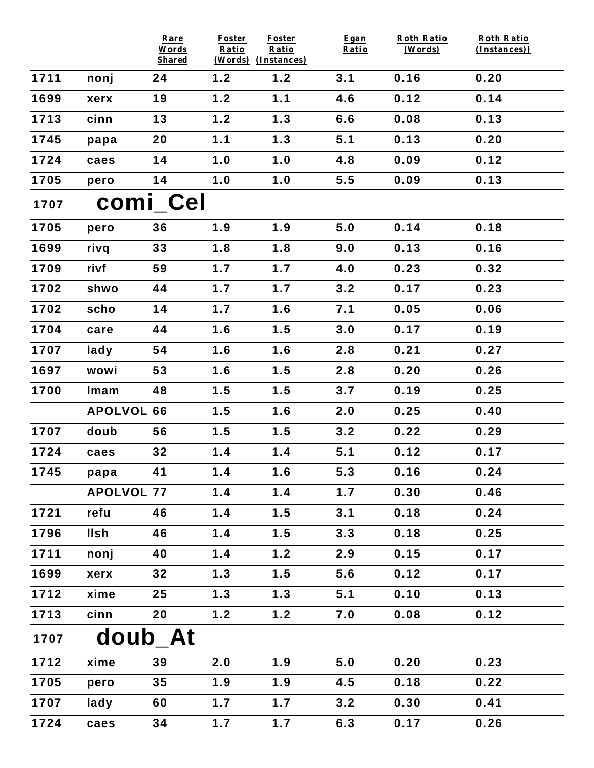| | | Rare Words Shared | Foster Ratio (Words) | Foster Ratio (Instances) | Egan Ratio | Roth Ratio (Words) | Roth Ratio (Instances)) |
|---|---|---|---|---|---|---|---|
| 1711 | nonj | 24 | 1.2 | 1.2 | 3.1 | 0.16 | 0.20 |
| 1699 | xerx | 19 | 1.2 | 1.1 | 4.6 | 0.12 | 0.14 |
| 1713 | cinn | 13 | 1.2 | 1.3 | 6.6 | 0.08 | 0.13 |
| 1745 | papa | 20 | 1.1 | 1.3 | 5.1 | 0.13 | 0.20 |
| 1724 | caes | 14 | 1.0 | 1.0 | 4.8 | 0.09 | 0.12 |
| 1705 | pero | 14 | 1.0 | 1.0 | 5.5 | 0.09 | 0.13 |
| 1707 | **comi_Cel** | | | | | | |
| 1705 | pero | 36 | 1.9 | 1.9 | 5.0 | 0.14 | 0.18 |
| 1699 | rivq | 33 | 1.8 | 1.8 | 9.0 | 0.13 | 0.16 |
| 1709 | rivf | 59 | 1.7 | 1.7 | 4.0 | 0.23 | 0.32 |
| 1702 | shwo | 44 | 1.7 | 1.7 | 3.2 | 0.17 | 0.23 |
| 1702 | scho | 14 | 1.7 | 1.6 | 7.1 | 0.05 | 0.06 |
| 1704 | care | 44 | 1.6 | 1.5 | 3.0 | 0.17 | 0.19 |
| 1707 | lady | 54 | 1.6 | 1.6 | 2.8 | 0.21 | 0.27 |
| 1697 | wowi | 53 | 1.6 | 1.5 | 2.8 | 0.20 | 0.26 |
| 1700 | lmam | 48 | 1.5 | 1.5 | 3.7 | 0.19 | 0.25 |
| | APOLVOL | 66 | 1.5 | 1.6 | 2.0 | 0.25 | 0.40 |
| 1707 | doub | 56 | 1.5 | 1.5 | 3.2 | 0.22 | 0.29 |
| 1724 | caes | 32 | 1.4 | 1.4 | 5.1 | 0.12 | 0.17 |
| 1745 | papa | 41 | 1.4 | 1.6 | 5.3 | 0.16 | 0.24 |
| | APOLVOL | 77 | 1.4 | 1.4 | 1.7 | 0.30 | 0.46 |
| 1721 | refu | 46 | 1.4 | 1.5 | 3.1 | 0.18 | 0.24 |
| 1796 | llsh | 46 | 1.4 | 1.5 | 3.3 | 0.18 | 0.25 |
| 1711 | nonj | 40 | 1.4 | 1.2 | 2.9 | 0.15 | 0.17 |
| 1699 | xerx | 32 | 1.3 | 1.5 | 5.6 | 0.12 | 0.17 |
| 1712 | xime | 25 | 1.3 | 1.3 | 5.1 | 0.10 | 0.13 |
| 1713 | cinn | 20 | 1.2 | 1.2 | 7.0 | 0.08 | 0.12 |
| 1707 | **doub_At** | | | | | | |
| 1712 | xime | 39 | 2.0 | 1.9 | 5.0 | 0.20 | 0.23 |
| 1705 | pero | 35 | 1.9 | 1.9 | 4.5 | 0.18 | 0.22 |
| 1707 | lady | 60 | 1.7 | 1.7 | 3.2 | 0.30 | 0.41 |
| 1724 | caes | 34 | 1.7 | 1.7 | 6.3 | 0.17 | 0.26 |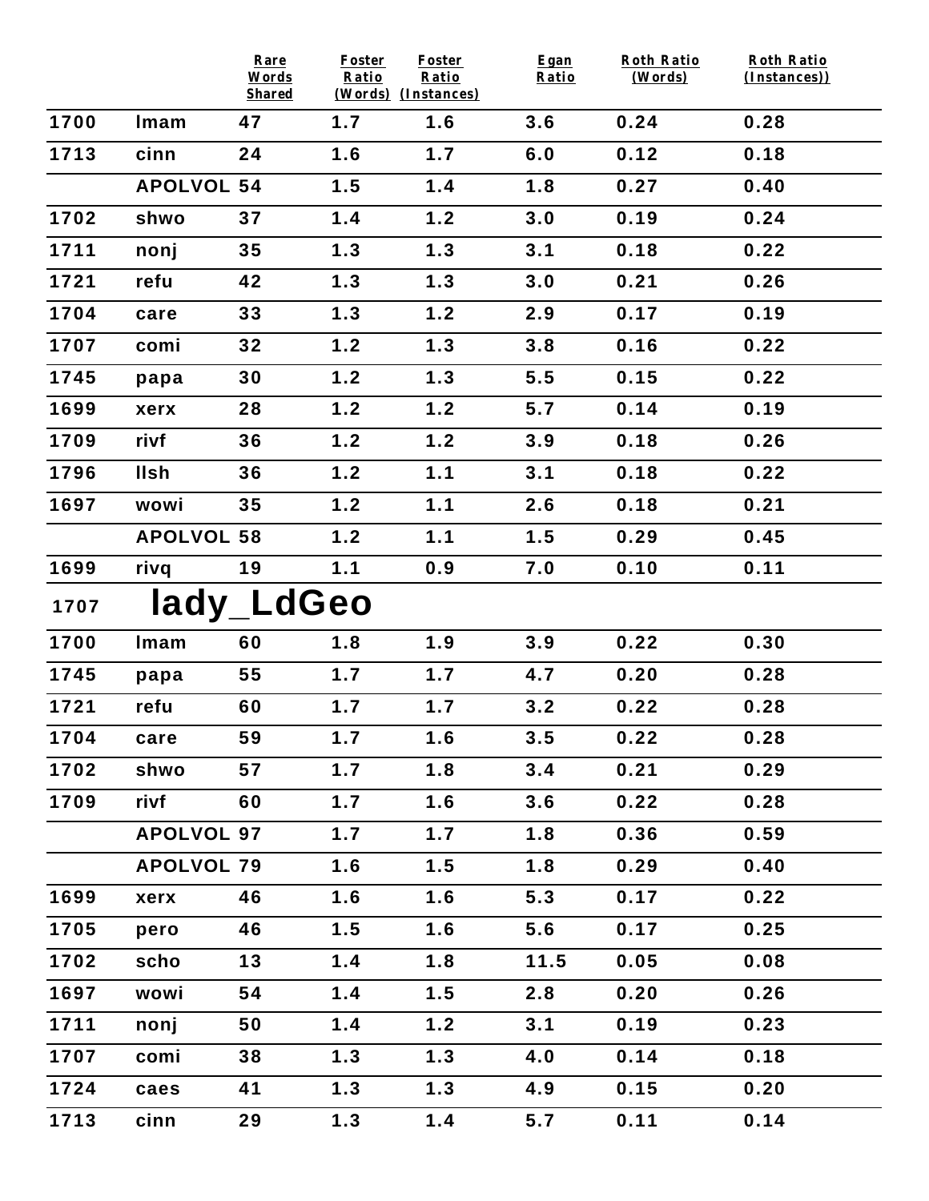| | | Rare Words Shared | Foster Ratio (Words) | Foster Ratio (Instances) | Egan Ratio | Roth Ratio (Words) | Roth Ratio (Instances)) |
|---|---|---|---|---|---|---|---|
| 1700 | lmam | 47 | 1.7 | 1.6 | 3.6 | 0.24 | 0.28 |
| 1713 | cinn | 24 | 1.6 | 1.7 | 6.0 | 0.12 | 0.18 |
| | APOLVOL | 54 | 1.5 | 1.4 | 1.8 | 0.27 | 0.40 |
| 1702 | shwo | 37 | 1.4 | 1.2 | 3.0 | 0.19 | 0.24 |
| 1711 | nonj | 35 | 1.3 | 1.3 | 3.1 | 0.18 | 0.22 |
| 1721 | refu | 42 | 1.3 | 1.3 | 3.0 | 0.21 | 0.26 |
| 1704 | care | 33 | 1.3 | 1.2 | 2.9 | 0.17 | 0.19 |
| 1707 | comi | 32 | 1.2 | 1.3 | 3.8 | 0.16 | 0.22 |
| 1745 | papa | 30 | 1.2 | 1.3 | 5.5 | 0.15 | 0.22 |
| 1699 | xerx | 28 | 1.2 | 1.2 | 5.7 | 0.14 | 0.19 |
| 1709 | rivf | 36 | 1.2 | 1.2 | 3.9 | 0.18 | 0.26 |
| 1796 | llsh | 36 | 1.2 | 1.1 | 3.1 | 0.18 | 0.22 |
| 1697 | wowi | 35 | 1.2 | 1.1 | 2.6 | 0.18 | 0.21 |
| | APOLVOL | 58 | 1.2 | 1.1 | 1.5 | 0.29 | 0.45 |
| 1699 | rivq | 19 | 1.1 | 0.9 | 7.0 | 0.10 | 0.11 |
| **1707** | **lady_LdGeo** | | | | | | |
| 1700 | lmam | 60 | 1.8 | 1.9 | 3.9 | 0.22 | 0.30 |
| 1745 | papa | 55 | 1.7 | 1.7 | 4.7 | 0.20 | 0.28 |
| 1721 | refu | 60 | 1.7 | 1.7 | 3.2 | 0.22 | 0.28 |
| 1704 | care | 59 | 1.7 | 1.6 | 3.5 | 0.22 | 0.28 |
| 1702 | shwo | 57 | 1.7 | 1.8 | 3.4 | 0.21 | 0.29 |
| 1709 | rivf | 60 | 1.7 | 1.6 | 3.6 | 0.22 | 0.28 |
| | APOLVOL | 97 | 1.7 | 1.7 | 1.8 | 0.36 | 0.59 |
| | APOLVOL | 79 | 1.6 | 1.5 | 1.8 | 0.29 | 0.40 |
| 1699 | xerx | 46 | 1.6 | 1.6 | 5.3 | 0.17 | 0.22 |
| 1705 | pero | 46 | 1.5 | 1.6 | 5.6 | 0.17 | 0.25 |
| 1702 | scho | 13 | 1.4 | 1.8 | 11.5 | 0.05 | 0.08 |
| 1697 | wowi | 54 | 1.4 | 1.5 | 2.8 | 0.20 | 0.26 |
| 1711 | nonj | 50 | 1.4 | 1.2 | 3.1 | 0.19 | 0.23 |
| 1707 | comi | 38 | 1.3 | 1.3 | 4.0 | 0.14 | 0.18 |
| 1724 | caes | 41 | 1.3 | 1.3 | 4.9 | 0.15 | 0.20 |
| 1713 | cinn | 29 | 1.3 | 1.4 | 5.7 | 0.11 | 0.14 |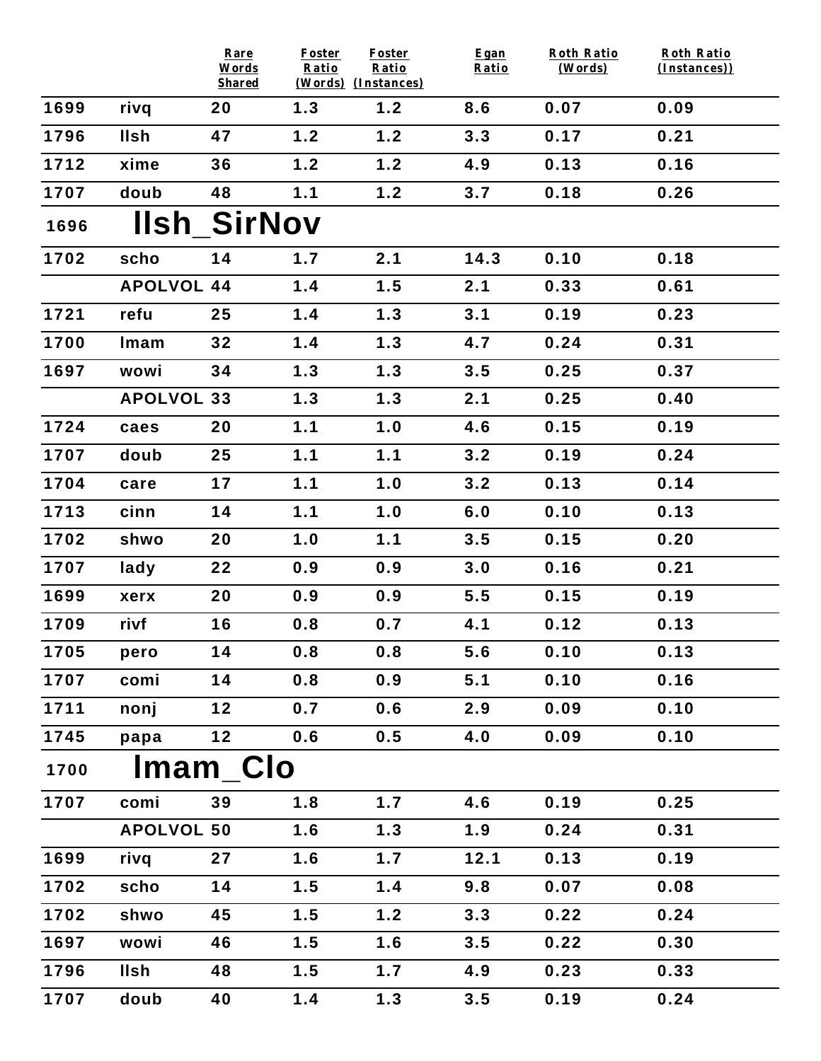| | | Rare Words Shared | Foster Ratio (Words) | Foster Ratio (Instances) | Egan Ratio | Roth Ratio (Words) | Roth Ratio (Instances)) |
|---|---|---|---|---|---|---|---|
| 1699 | rivq | 20 | 1.3 | 1.2 | 8.6 | 0.07 | 0.09 |
| 1796 | llsh | 47 | 1.2 | 1.2 | 3.3 | 0.17 | 0.21 |
| 1712 | xime | 36 | 1.2 | 1.2 | 4.9 | 0.13 | 0.16 |
| 1707 | doub | 48 | 1.1 | 1.2 | 3.7 | 0.18 | 0.26 |
| 1696 | **llsh_SirNov** | | | | | | |
| 1702 | scho | 14 | 1.7 | 2.1 | 14.3 | 0.10 | 0.18 |
| | APOLVOL | 44 | 1.4 | 1.5 | 2.1 | 0.33 | 0.61 |
| 1721 | refu | 25 | 1.4 | 1.3 | 3.1 | 0.19 | 0.23 |
| 1700 | lmam | 32 | 1.4 | 1.3 | 4.7 | 0.24 | 0.31 |
| 1697 | wowi | 34 | 1.3 | 1.3 | 3.5 | 0.25 | 0.37 |
| | APOLVOL | 33 | 1.3 | 1.3 | 2.1 | 0.25 | 0.40 |
| 1724 | caes | 20 | 1.1 | 1.0 | 4.6 | 0.15 | 0.19 |
| 1707 | doub | 25 | 1.1 | 1.1 | 3.2 | 0.19 | 0.24 |
| 1704 | care | 17 | 1.1 | 1.0 | 3.2 | 0.13 | 0.14 |
| 1713 | cinn | 14 | 1.1 | 1.0 | 6.0 | 0.10 | 0.13 |
| 1702 | shwo | 20 | 1.0 | 1.1 | 3.5 | 0.15 | 0.20 |
| 1707 | lady | 22 | 0.9 | 0.9 | 3.0 | 0.16 | 0.21 |
| 1699 | xerx | 20 | 0.9 | 0.9 | 5.5 | 0.15 | 0.19 |
| 1709 | rivf | 16 | 0.8 | 0.7 | 4.1 | 0.12 | 0.13 |
| 1705 | pero | 14 | 0.8 | 0.8 | 5.6 | 0.10 | 0.13 |
| 1707 | comi | 14 | 0.8 | 0.9 | 5.1 | 0.10 | 0.16 |
| 1711 | nonj | 12 | 0.7 | 0.6 | 2.9 | 0.09 | 0.10 |
| 1745 | papa | 12 | 0.6 | 0.5 | 4.0 | 0.09 | 0.10 |
| 1700 | **lmam_Clo** | | | | | | |
| 1707 | comi | 39 | 1.8 | 1.7 | 4.6 | 0.19 | 0.25 |
| | APOLVOL | 50 | 1.6 | 1.3 | 1.9 | 0.24 | 0.31 |
| 1699 | rivq | 27 | 1.6 | 1.7 | 12.1 | 0.13 | 0.19 |
| 1702 | scho | 14 | 1.5 | 1.4 | 9.8 | 0.07 | 0.08 |
| 1702 | shwo | 45 | 1.5 | 1.2 | 3.3 | 0.22 | 0.24 |
| 1697 | wowi | 46 | 1.5 | 1.6 | 3.5 | 0.22 | 0.30 |
| 1796 | llsh | 48 | 1.5 | 1.7 | 4.9 | 0.23 | 0.33 |
| 1707 | doub | 40 | 1.4 | 1.3 | 3.5 | 0.19 | 0.24 |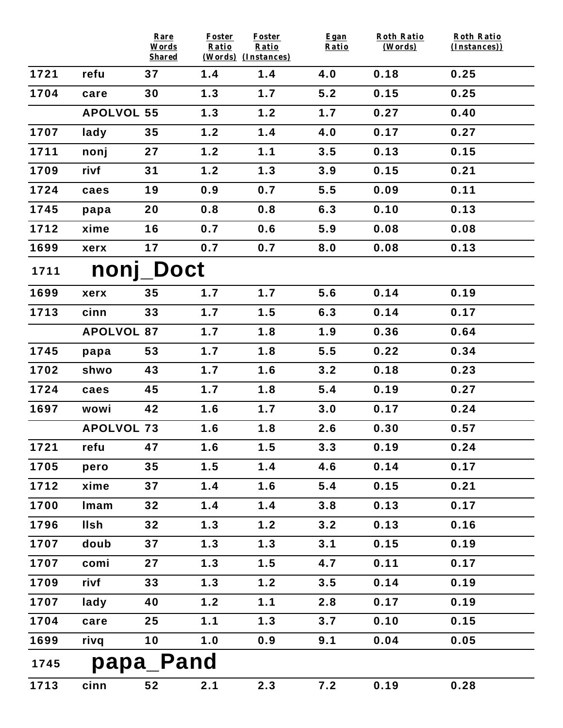| | | Rare Words Shared | Foster Ratio (Words) | Foster Ratio (Instances) | Egan Ratio | Roth Ratio (Words) | Roth Ratio (Instances)) |
|---|---|---|---|---|---|---|---|
| 1721 | refu | 37 | 1.4 | 1.4 | 4.0 | 0.18 | 0.25 |
| 1704 | care | 30 | 1.3 | 1.7 | 5.2 | 0.15 | 0.25 |
| | APOLVOL | 55 | 1.3 | 1.2 | 1.7 | 0.27 | 0.40 |
| 1707 | lady | 35 | 1.2 | 1.4 | 4.0 | 0.17 | 0.27 |
| 1711 | nonj | 27 | 1.2 | 1.1 | 3.5 | 0.13 | 0.15 |
| 1709 | rivf | 31 | 1.2 | 1.3 | 3.9 | 0.15 | 0.21 |
| 1724 | caes | 19 | 0.9 | 0.7 | 5.5 | 0.09 | 0.11 |
| 1745 | papa | 20 | 0.8 | 0.8 | 6.3 | 0.10 | 0.13 |
| 1712 | xime | 16 | 0.7 | 0.6 | 5.9 | 0.08 | 0.08 |
| 1699 | xerx | 17 | 0.7 | 0.7 | 8.0 | 0.08 | 0.13 |

## 1711 nonj_Doct

| | | Rare Words Shared | Foster Ratio (Words) | Foster Ratio (Instances) | Egan Ratio | Roth Ratio (Words) | Roth Ratio (Instances)) |
|---|---|---|---|---|---|---|---|
| 1699 | xerx | 35 | 1.7 | 1.7 | 5.6 | 0.14 | 0.19 |
| 1713 | cinn | 33 | 1.7 | 1.5 | 6.3 | 0.14 | 0.17 |
| | APOLVOL | 87 | 1.7 | 1.8 | 1.9 | 0.36 | 0.64 |
| 1745 | papa | 53 | 1.7 | 1.8 | 5.5 | 0.22 | 0.34 |
| 1702 | shwo | 43 | 1.7 | 1.6 | 3.2 | 0.18 | 0.23 |
| 1724 | caes | 45 | 1.7 | 1.8 | 5.4 | 0.19 | 0.27 |
| 1697 | wowi | 42 | 1.6 | 1.7 | 3.0 | 0.17 | 0.24 |
| | APOLVOL | 73 | 1.6 | 1.8 | 2.6 | 0.30 | 0.57 |
| 1721 | refu | 47 | 1.6 | 1.5 | 3.3 | 0.19 | 0.24 |
| 1705 | pero | 35 | 1.5 | 1.4 | 4.6 | 0.14 | 0.17 |
| 1712 | xime | 37 | 1.4 | 1.6 | 5.4 | 0.15 | 0.21 |
| 1700 | lmam | 32 | 1.4 | 1.4 | 3.8 | 0.13 | 0.17 |
| 1796 | llsh | 32 | 1.3 | 1.2 | 3.2 | 0.13 | 0.16 |
| 1707 | doub | 37 | 1.3 | 1.3 | 3.1 | 0.15 | 0.19 |
| 1707 | comi | 27 | 1.3 | 1.5 | 4.7 | 0.11 | 0.17 |
| 1709 | rivf | 33 | 1.3 | 1.2 | 3.5 | 0.14 | 0.19 |
| 1707 | lady | 40 | 1.2 | 1.1 | 2.8 | 0.17 | 0.19 |
| 1704 | care | 25 | 1.1 | 1.3 | 3.7 | 0.10 | 0.15 |
| 1699 | rivq | 10 | 1.0 | 0.9 | 9.1 | 0.04 | 0.05 |

## 1745 papa_Pand

| | | Rare Words Shared | Foster Ratio (Words) | Foster Ratio (Instances) | Egan Ratio | Roth Ratio (Words) | Roth Ratio (Instances)) |
|---|---|---|---|---|---|---|---|
| 1713 | cinn | 52 | 2.1 | 2.3 | 7.2 | 0.19 | 0.28 |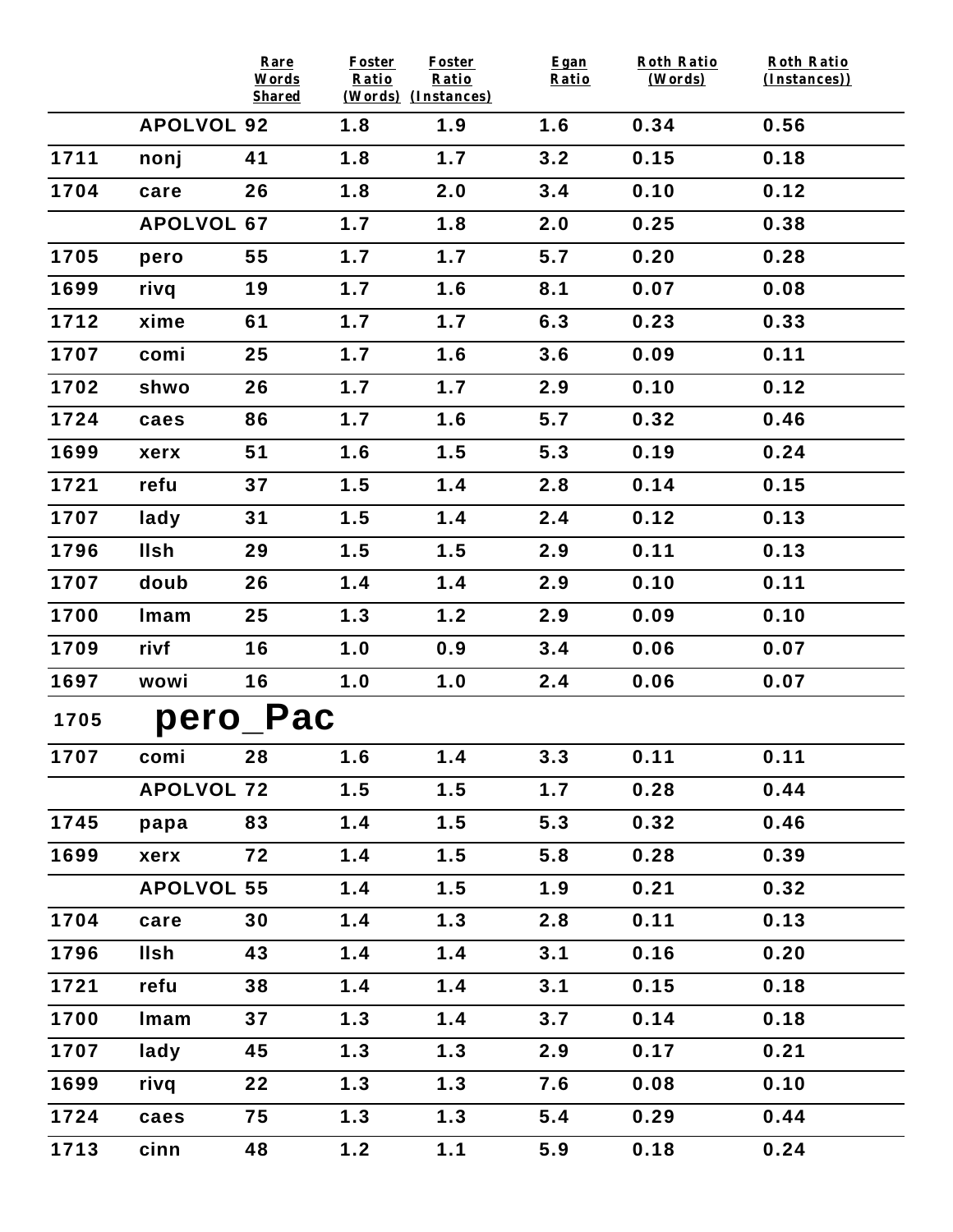| | | Rare Words Shared | Foster Ratio (Words) | Foster Ratio (Instances) | Egan Ratio | Roth Ratio (Words) | Roth Ratio (Instances)) |
|---|---|---|---|---|---|---|---|
| | APOLVOL | 92 | 1.8 | 1.9 | 1.6 | 0.34 | 0.56 |
| 1711 | nonj | 41 | 1.8 | 1.7 | 3.2 | 0.15 | 0.18 |
| 1704 | care | 26 | 1.8 | 2.0 | 3.4 | 0.10 | 0.12 |
| | APOLVOL | 67 | 1.7 | 1.8 | 2.0 | 0.25 | 0.38 |
| 1705 | pero | 55 | 1.7 | 1.7 | 5.7 | 0.20 | 0.28 |
| 1699 | rivq | 19 | 1.7 | 1.6 | 8.1 | 0.07 | 0.08 |
| 1712 | xime | 61 | 1.7 | 1.7 | 6.3 | 0.23 | 0.33 |
| 1707 | comi | 25 | 1.7 | 1.6 | 3.6 | 0.09 | 0.11 |
| 1702 | shwo | 26 | 1.7 | 1.7 | 2.9 | 0.10 | 0.12 |
| 1724 | caes | 86 | 1.7 | 1.6 | 5.7 | 0.32 | 0.46 |
| 1699 | xerx | 51 | 1.6 | 1.5 | 5.3 | 0.19 | 0.24 |
| 1721 | refu | 37 | 1.5 | 1.4 | 2.8 | 0.14 | 0.15 |
| 1707 | lady | 31 | 1.5 | 1.4 | 2.4 | 0.12 | 0.13 |
| 1796 | llsh | 29 | 1.5 | 1.5 | 2.9 | 0.11 | 0.13 |
| 1707 | doub | 26 | 1.4 | 1.4 | 2.9 | 0.10 | 0.11 |
| 1700 | lmam | 25 | 1.3 | 1.2 | 2.9 | 0.09 | 0.10 |
| 1709 | rivf | 16 | 1.0 | 0.9 | 3.4 | 0.06 | 0.07 |
| 1697 | wowi | 16 | 1.0 | 1.0 | 2.4 | 0.06 | 0.07 |
| 1705 | **pero_Pac** | | | | | | |
| 1707 | comi | 28 | 1.6 | 1.4 | 3.3 | 0.11 | 0.11 |
| | APOLVOL | 72 | 1.5 | 1.5 | 1.7 | 0.28 | 0.44 |
| 1745 | papa | 83 | 1.4 | 1.5 | 5.3 | 0.32 | 0.46 |
| 1699 | xerx | 72 | 1.4 | 1.5 | 5.8 | 0.28 | 0.39 |
| | APOLVOL | 55 | 1.4 | 1.5 | 1.9 | 0.21 | 0.32 |
| 1704 | care | 30 | 1.4 | 1.3 | 2.8 | 0.11 | 0.13 |
| 1796 | llsh | 43 | 1.4 | 1.4 | 3.1 | 0.16 | 0.20 |
| 1721 | refu | 38 | 1.4 | 1.4 | 3.1 | 0.15 | 0.18 |
| 1700 | lmam | 37 | 1.3 | 1.4 | 3.7 | 0.14 | 0.18 |
| 1707 | lady | 45 | 1.3 | 1.3 | 2.9 | 0.17 | 0.21 |
| 1699 | rivq | 22 | 1.3 | 1.3 | 7.6 | 0.08 | 0.10 |
| 1724 | caes | 75 | 1.3 | 1.3 | 5.4 | 0.29 | 0.44 |
| 1713 | cinn | 48 | 1.2 | 1.1 | 5.9 | 0.18 | 0.24 |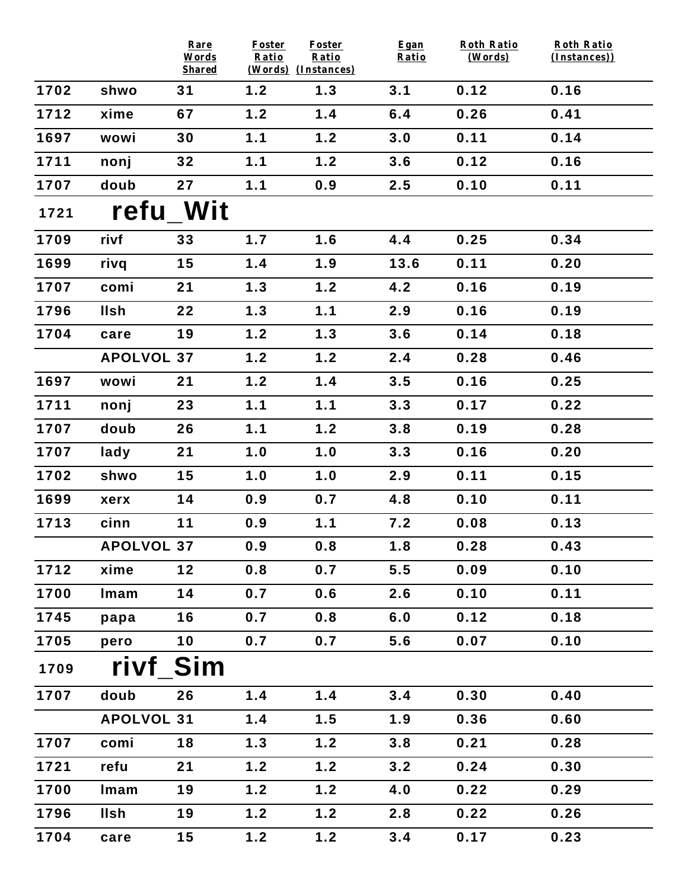| | | Rare Words Shared | Foster Ratio (Words) | Foster Ratio (Instances) | Egan Ratio | Roth Ratio (Words) | Roth Ratio (Instances)) |
|---|---|---|---|---|---|---|---|
| 1702 | shwo | 31 | 1.2 | 1.3 | 3.1 | 0.12 | 0.16 |
| 1712 | xime | 67 | 1.2 | 1.4 | 6.4 | 0.26 | 0.41 |
| 1697 | wowi | 30 | 1.1 | 1.2 | 3.0 | 0.11 | 0.14 |
| 1711 | nonj | 32 | 1.1 | 1.2 | 3.6 | 0.12 | 0.16 |
| 1707 | doub | 27 | 1.1 | 0.9 | 2.5 | 0.10 | 0.11 |
| 1721 | **refu_Wit** | | | | | | |
| 1709 | rivf | 33 | 1.7 | 1.6 | 4.4 | 0.25 | 0.34 |
| 1699 | rivq | 15 | 1.4 | 1.9 | 13.6 | 0.11 | 0.20 |
| 1707 | comi | 21 | 1.3 | 1.2 | 4.2 | 0.16 | 0.19 |
| 1796 | llsh | 22 | 1.3 | 1.1 | 2.9 | 0.16 | 0.19 |
| 1704 | care | 19 | 1.2 | 1.3 | 3.6 | 0.14 | 0.18 |
| | APOLVOL | 37 | 1.2 | 1.2 | 2.4 | 0.28 | 0.46 |
| 1697 | wowi | 21 | 1.2 | 1.4 | 3.5 | 0.16 | 0.25 |
| 1711 | nonj | 23 | 1.1 | 1.1 | 3.3 | 0.17 | 0.22 |
| 1707 | doub | 26 | 1.1 | 1.2 | 3.8 | 0.19 | 0.28 |
| 1707 | lady | 21 | 1.0 | 1.0 | 3.3 | 0.16 | 0.20 |
| 1702 | shwo | 15 | 1.0 | 1.0 | 2.9 | 0.11 | 0.15 |
| 1699 | xerx | 14 | 0.9 | 0.7 | 4.8 | 0.10 | 0.11 |
| 1713 | cinn | 11 | 0.9 | 1.1 | 7.2 | 0.08 | 0.13 |
| | APOLVOL | 37 | 0.9 | 0.8 | 1.8 | 0.28 | 0.43 |
| 1712 | xime | 12 | 0.8 | 0.7 | 5.5 | 0.09 | 0.10 |
| 1700 | lmam | 14 | 0.7 | 0.6 | 2.6 | 0.10 | 0.11 |
| 1745 | papa | 16 | 0.7 | 0.8 | 6.0 | 0.12 | 0.18 |
| 1705 | pero | 10 | 0.7 | 0.7 | 5.6 | 0.07 | 0.10 |
| 1709 | **rivf_Sim** | | | | | | |
| 1707 | doub | 26 | 1.4 | 1.4 | 3.4 | 0.30 | 0.40 |
| | APOLVOL | 31 | 1.4 | 1.5 | 1.9 | 0.36 | 0.60 |
| 1707 | comi | 18 | 1.3 | 1.2 | 3.8 | 0.21 | 0.28 |
| 1721 | refu | 21 | 1.2 | 1.2 | 3.2 | 0.24 | 0.30 |
| 1700 | lmam | 19 | 1.2 | 1.2 | 4.0 | 0.22 | 0.29 |
| 1796 | llsh | 19 | 1.2 | 1.2 | 2.8 | 0.22 | 0.26 |
| 1704 | care | 15 | 1.2 | 1.2 | 3.4 | 0.17 | 0.23 |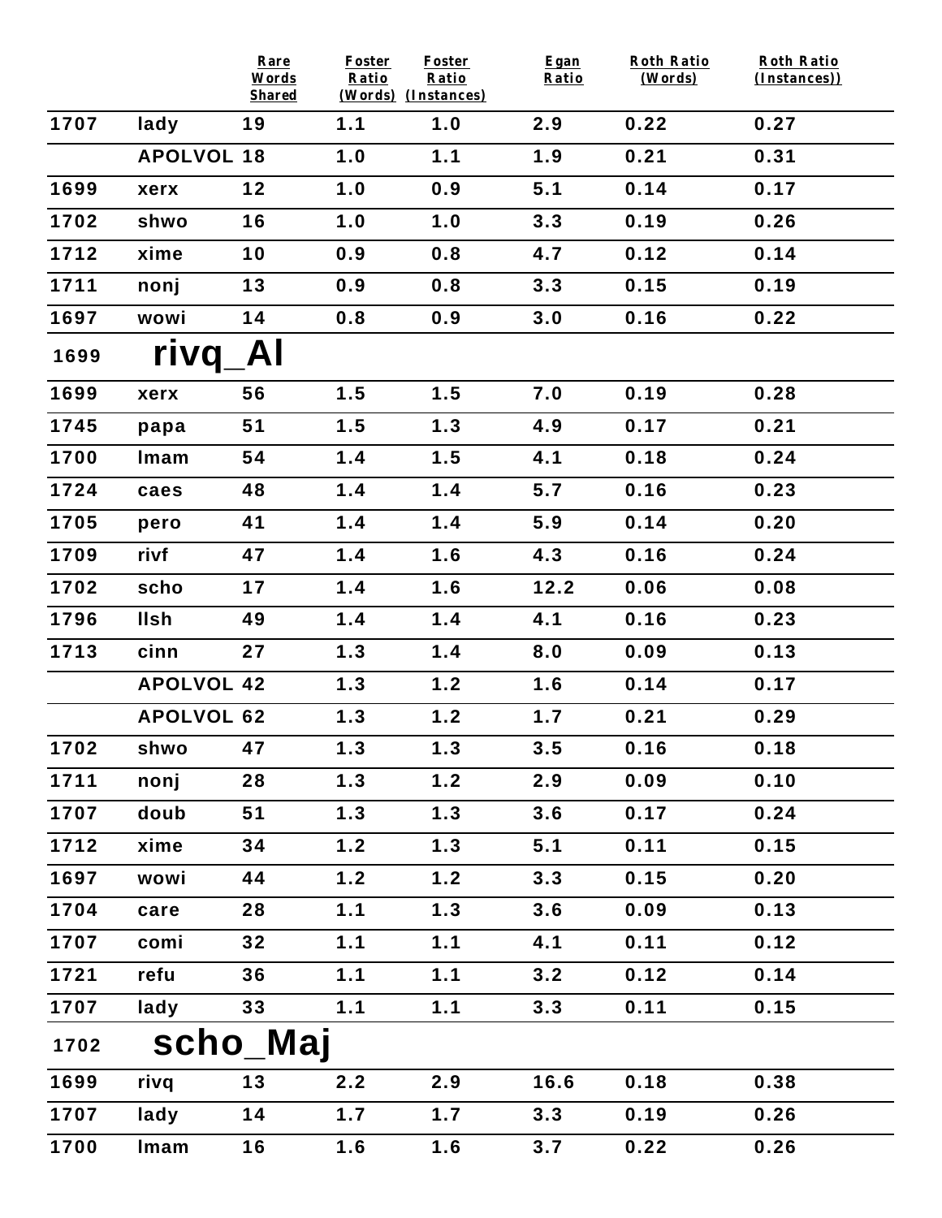| | | Rare Words Shared | Foster Ratio (Words) | Foster Ratio (Instances) | Egan Ratio | Roth Ratio (Words) | Roth Ratio (Instances)) |
|---|---|---|---|---|---|---|---|
| 1707 | lady | 19 | 1.1 | 1.0 | 2.9 | 0.22 | 0.27 |
| | APOLVOL | 18 | 1.0 | 1.1 | 1.9 | 0.21 | 0.31 |
| 1699 | xerx | 12 | 1.0 | 0.9 | 5.1 | 0.14 | 0.17 |
| 1702 | shwo | 16 | 1.0 | 1.0 | 3.3 | 0.19 | 0.26 |
| 1712 | xime | 10 | 0.9 | 0.8 | 4.7 | 0.12 | 0.14 |
| 1711 | nonj | 13 | 0.9 | 0.8 | 3.3 | 0.15 | 0.19 |
| 1697 | wowi | 14 | 0.8 | 0.9 | 3.0 | 0.16 | 0.22 |
| 1699 | **rivq_Al** | | | | | | |
| 1699 | xerx | 56 | 1.5 | 1.5 | 7.0 | 0.19 | 0.28 |
| 1745 | papa | 51 | 1.5 | 1.3 | 4.9 | 0.17 | 0.21 |
| 1700 | lmam | 54 | 1.4 | 1.5 | 4.1 | 0.18 | 0.24 |
| 1724 | caes | 48 | 1.4 | 1.4 | 5.7 | 0.16 | 0.23 |
| 1705 | pero | 41 | 1.4 | 1.4 | 5.9 | 0.14 | 0.20 |
| 1709 | rivf | 47 | 1.4 | 1.6 | 4.3 | 0.16 | 0.24 |
| 1702 | scho | 17 | 1.4 | 1.6 | 12.2 | 0.06 | 0.08 |
| 1796 | llsh | 49 | 1.4 | 1.4 | 4.1 | 0.16 | 0.23 |
| 1713 | cinn | 27 | 1.3 | 1.4 | 8.0 | 0.09 | 0.13 |
| | APOLVOL | 42 | 1.3 | 1.2 | 1.6 | 0.14 | 0.17 |
| | APOLVOL | 62 | 1.3 | 1.2 | 1.7 | 0.21 | 0.29 |
| 1702 | shwo | 47 | 1.3 | 1.3 | 3.5 | 0.16 | 0.18 |
| 1711 | nonj | 28 | 1.3 | 1.2 | 2.9 | 0.09 | 0.10 |
| 1707 | doub | 51 | 1.3 | 1.3 | 3.6 | 0.17 | 0.24 |
| 1712 | xime | 34 | 1.2 | 1.3 | 5.1 | 0.11 | 0.15 |
| 1697 | wowi | 44 | 1.2 | 1.2 | 3.3 | 0.15 | 0.20 |
| 1704 | care | 28 | 1.1 | 1.3 | 3.6 | 0.09 | 0.13 |
| 1707 | comi | 32 | 1.1 | 1.1 | 4.1 | 0.11 | 0.12 |
| 1721 | refu | 36 | 1.1 | 1.1 | 3.2 | 0.12 | 0.14 |
| 1707 | lady | 33 | 1.1 | 1.1 | 3.3 | 0.11 | 0.15 |
| 1702 | **scho_Maj** | | | | | | |
| 1699 | rivq | 13 | 2.2 | 2.9 | 16.6 | 0.18 | 0.38 |
| 1707 | lady | 14 | 1.7 | 1.7 | 3.3 | 0.19 | 0.26 |
| 1700 | lmam | 16 | 1.6 | 1.6 | 3.7 | 0.22 | 0.26 |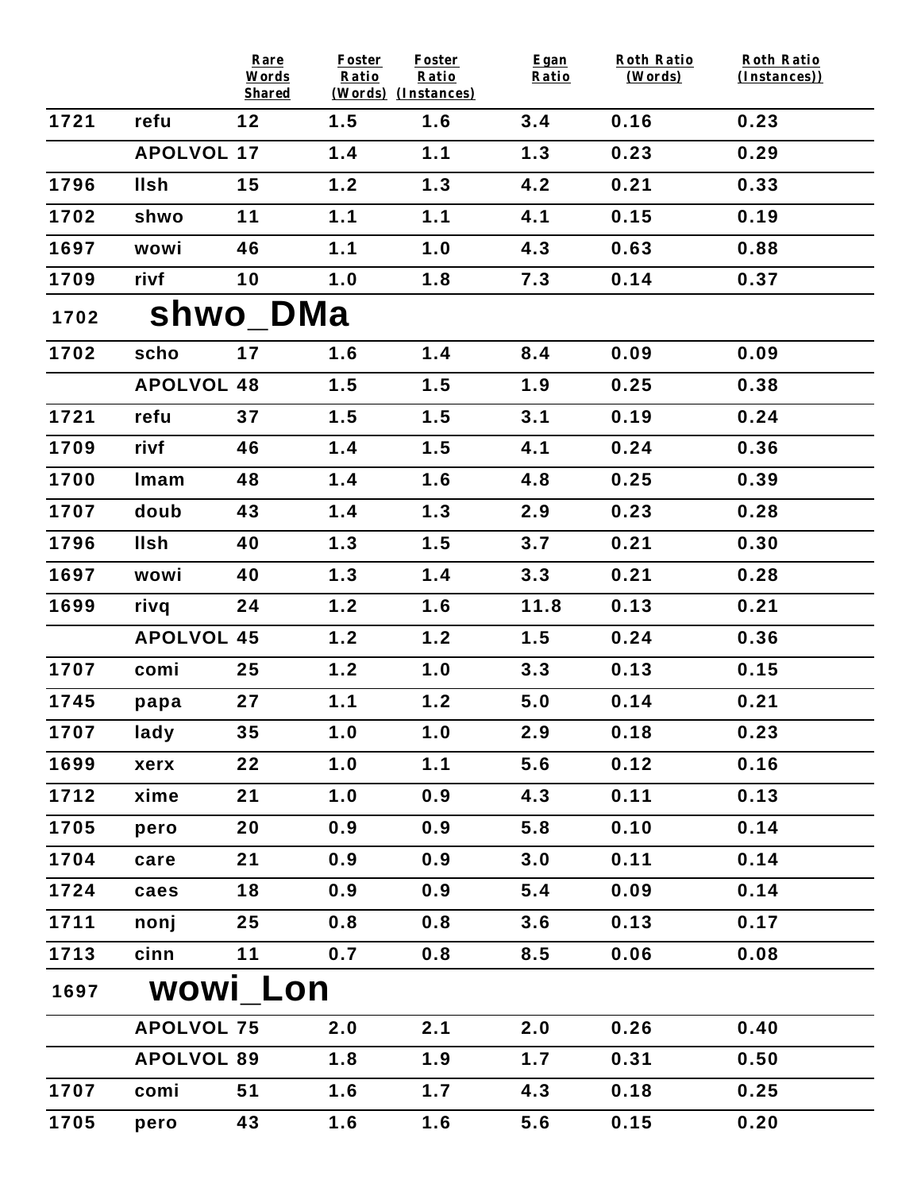| | | Rare Words Shared | Foster Ratio (Words) | Foster Ratio (Instances) | Egan Ratio | Roth Ratio (Words) | Roth Ratio (Instances)) |
|---|---|---|---|---|---|---|---|
| 1721 | refu | 12 | 1.5 | 1.6 | 3.4 | 0.16 | 0.23 |
| | APOLVOL | 17 | 1.4 | 1.1 | 1.3 | 0.23 | 0.29 |
| 1796 | llsh | 15 | 1.2 | 1.3 | 4.2 | 0.21 | 0.33 |
| 1702 | shwo | 11 | 1.1 | 1.1 | 4.1 | 0.15 | 0.19 |
| 1697 | wowi | 46 | 1.1 | 1.0 | 4.3 | 0.63 | 0.88 |
| 1709 | rivf | 10 | 1.0 | 1.8 | 7.3 | 0.14 | 0.37 |
| 1702 | **shwo_DMa** | | | | | | |
| 1702 | scho | 17 | 1.6 | 1.4 | 8.4 | 0.09 | 0.09 |
| | APOLVOL | 48 | 1.5 | 1.5 | 1.9 | 0.25 | 0.38 |
| 1721 | refu | 37 | 1.5 | 1.5 | 3.1 | 0.19 | 0.24 |
| 1709 | rivf | 46 | 1.4 | 1.5 | 4.1 | 0.24 | 0.36 |
| 1700 | lmam | 48 | 1.4 | 1.6 | 4.8 | 0.25 | 0.39 |
| 1707 | doub | 43 | 1.4 | 1.3 | 2.9 | 0.23 | 0.28 |
| 1796 | llsh | 40 | 1.3 | 1.5 | 3.7 | 0.21 | 0.30 |
| 1697 | wowi | 40 | 1.3 | 1.4 | 3.3 | 0.21 | 0.28 |
| 1699 | rivq | 24 | 1.2 | 1.6 | 11.8 | 0.13 | 0.21 |
| | APOLVOL | 45 | 1.2 | 1.2 | 1.5 | 0.24 | 0.36 |
| 1707 | comi | 25 | 1.2 | 1.0 | 3.3 | 0.13 | 0.15 |
| 1745 | papa | 27 | 1.1 | 1.2 | 5.0 | 0.14 | 0.21 |
| 1707 | lady | 35 | 1.0 | 1.0 | 2.9 | 0.18 | 0.23 |
| 1699 | xerx | 22 | 1.0 | 1.1 | 5.6 | 0.12 | 0.16 |
| 1712 | xime | 21 | 1.0 | 0.9 | 4.3 | 0.11 | 0.13 |
| 1705 | pero | 20 | 0.9 | 0.9 | 5.8 | 0.10 | 0.14 |
| 1704 | care | 21 | 0.9 | 0.9 | 3.0 | 0.11 | 0.14 |
| 1724 | caes | 18 | 0.9 | 0.9 | 5.4 | 0.09 | 0.14 |
| 1711 | nonj | 25 | 0.8 | 0.8 | 3.6 | 0.13 | 0.17 |
| 1713 | cinn | 11 | 0.7 | 0.8 | 8.5 | 0.06 | 0.08 |
| 1697 | **wowi_Lon** | | | | | | |
| | APOLVOL | 75 | 2.0 | 2.1 | 2.0 | 0.26 | 0.40 |
| | APOLVOL | 89 | 1.8 | 1.9 | 1.7 | 0.31 | 0.50 |
| 1707 | comi | 51 | 1.6 | 1.7 | 4.3 | 0.18 | 0.25 |
| 1705 | pero | 43 | 1.6 | 1.6 | 5.6 | 0.15 | 0.20 |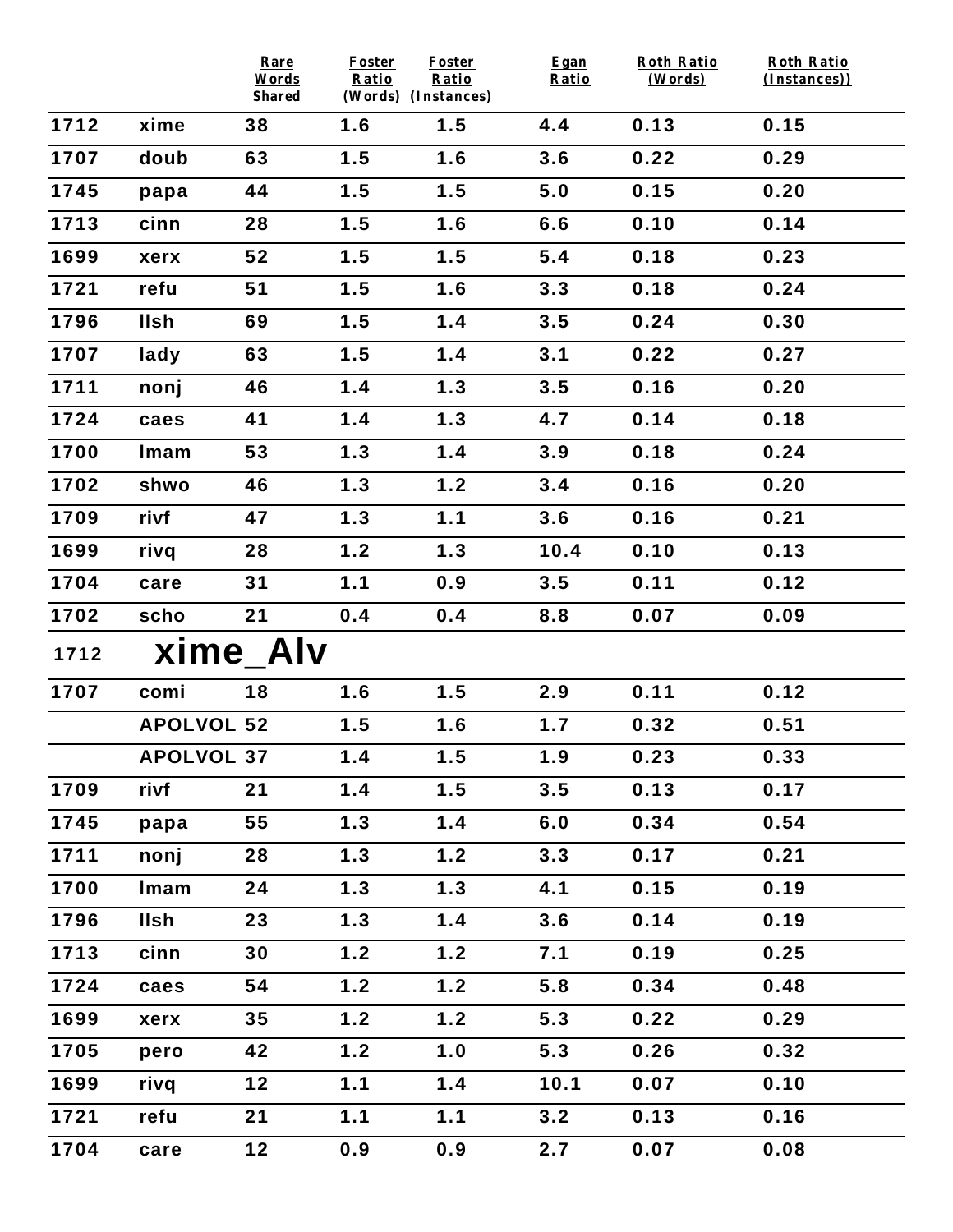| | | Rare Words Shared | Foster Ratio (Words) | Foster Ratio (Instances) | Egan Ratio | Roth Ratio (Words) | Roth Ratio (Instances)) |
|---|---|---|---|---|---|---|---|
| 1712 | xime | 38 | 1.6 | 1.5 | 4.4 | 0.13 | 0.15 |
| 1707 | doub | 63 | 1.5 | 1.6 | 3.6 | 0.22 | 0.29 |
| 1745 | papa | 44 | 1.5 | 1.5 | 5.0 | 0.15 | 0.20 |
| 1713 | cinn | 28 | 1.5 | 1.6 | 6.6 | 0.10 | 0.14 |
| 1699 | xerx | 52 | 1.5 | 1.5 | 5.4 | 0.18 | 0.23 |
| 1721 | refu | 51 | 1.5 | 1.6 | 3.3 | 0.18 | 0.24 |
| 1796 | llsh | 69 | 1.5 | 1.4 | 3.5 | 0.24 | 0.30 |
| 1707 | lady | 63 | 1.5 | 1.4 | 3.1 | 0.22 | 0.27 |
| 1711 | nonj | 46 | 1.4 | 1.3 | 3.5 | 0.16 | 0.20 |
| 1724 | caes | 41 | 1.4 | 1.3 | 4.7 | 0.14 | 0.18 |
| 1700 | lmam | 53 | 1.3 | 1.4 | 3.9 | 0.18 | 0.24 |
| 1702 | shwo | 46 | 1.3 | 1.2 | 3.4 | 0.16 | 0.20 |
| 1709 | rivf | 47 | 1.3 | 1.1 | 3.6 | 0.16 | 0.21 |
| 1699 | rivq | 28 | 1.2 | 1.3 | 10.4 | 0.10 | 0.13 |
| 1704 | care | 31 | 1.1 | 0.9 | 3.5 | 0.11 | 0.12 |
| 1702 | scho | 21 | 0.4 | 0.4 | 8.8 | 0.07 | 0.09 |
| 1712 | **xime_Alv** | | | | | | |
| 1707 | comi | 18 | 1.6 | 1.5 | 2.9 | 0.11 | 0.12 |
| | APOLVOL | 52 | 1.5 | 1.6 | 1.7 | 0.32 | 0.51 |
| | APOLVOL | 37 | 1.4 | 1.5 | 1.9 | 0.23 | 0.33 |
| 1709 | rivf | 21 | 1.4 | 1.5 | 3.5 | 0.13 | 0.17 |
| 1745 | papa | 55 | 1.3 | 1.4 | 6.0 | 0.34 | 0.54 |
| 1711 | nonj | 28 | 1.3 | 1.2 | 3.3 | 0.17 | 0.21 |
| 1700 | lmam | 24 | 1.3 | 1.3 | 4.1 | 0.15 | 0.19 |
| 1796 | llsh | 23 | 1.3 | 1.4 | 3.6 | 0.14 | 0.19 |
| 1713 | cinn | 30 | 1.2 | 1.2 | 7.1 | 0.19 | 0.25 |
| 1724 | caes | 54 | 1.2 | 1.2 | 5.8 | 0.34 | 0.48 |
| 1699 | xerx | 35 | 1.2 | 1.2 | 5.3 | 0.22 | 0.29 |
| 1705 | pero | 42 | 1.2 | 1.0 | 5.3 | 0.26 | 0.32 |
| 1699 | rivq | 12 | 1.1 | 1.4 | 10.1 | 0.07 | 0.10 |
| 1721 | refu | 21 | 1.1 | 1.1 | 3.2 | 0.13 | 0.16 |
| 1704 | care | 12 | 0.9 | 0.9 | 2.7 | 0.07 | 0.08 |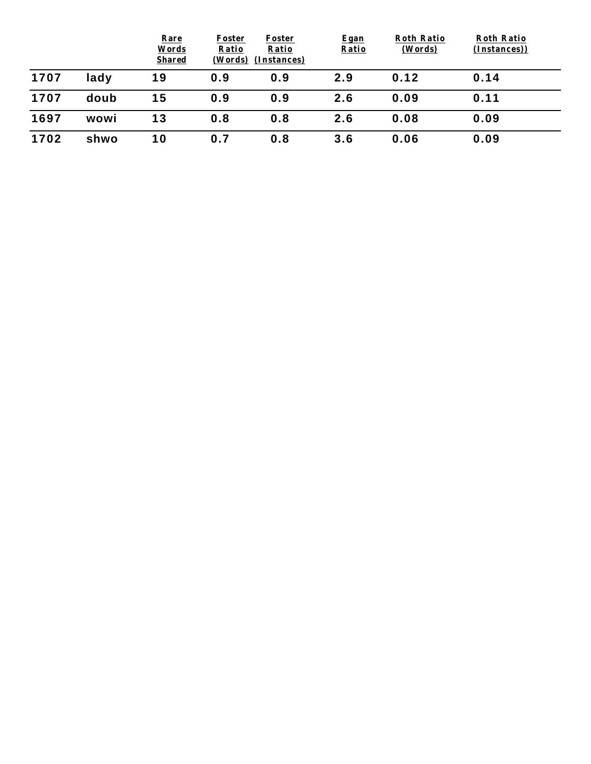| | | Rare Words Shared | Foster Ratio (Words) | Foster Ratio (Instances) | Egan Ratio | Roth Ratio (Words) | Roth Ratio (Instances)) |
|---|---|---|---|---|---|---|---|
| 1707 | lady | 19 | 0.9 | 0.9 | 2.9 | 0.12 | 0.14 |
| 1707 | doub | 15 | 0.9 | 0.9 | 2.6 | 0.09 | 0.11 |
| 1697 | wowi | 13 | 0.8 | 0.8 | 2.6 | 0.08 | 0.09 |
| 1702 | shwo | 10 | 0.7 | 0.8 | 3.6 | 0.06 | 0.09 |